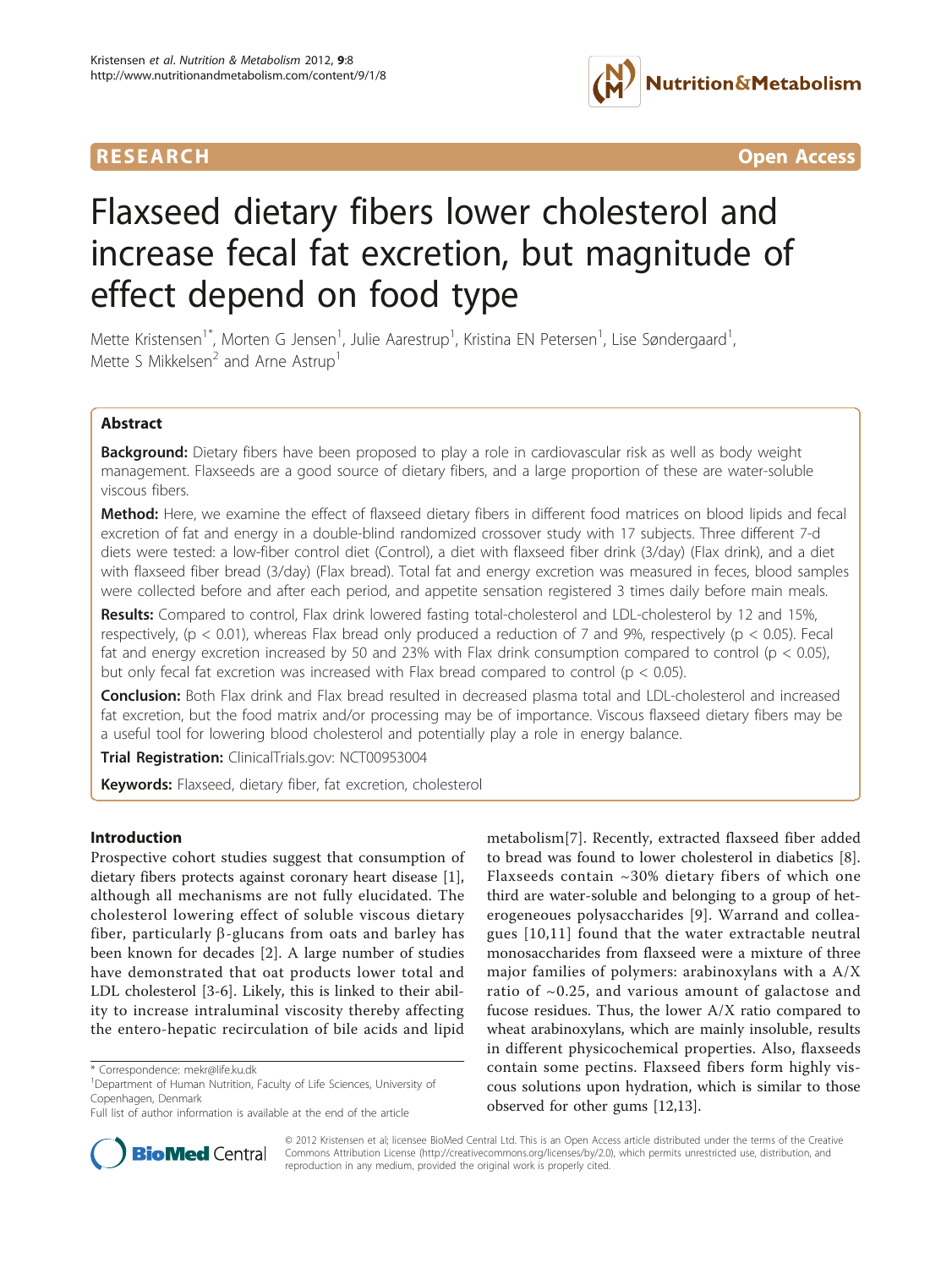RESEARCH Open Access

# Flaxseed dietary fibers lower cholesterol and increase fecal fat excretion, but magnitude of effect depend on food type

Mette Kristensen[1*], Morten G Jensen[1], Julie Aarestrup[1], Kristina EN Petersen[1], Lise Søndergaard[1], Mette S Mikkelsen[2] and Arne Astrup[1]

## Abstract

**Background:** Dietary fibers have been proposed to play a role in cardiovascular risk as well as body weight management. Flaxseeds are a good source of dietary fibers, and a large proportion of these are water-soluble viscous fibers.

**Method:** Here, we examine the effect of flaxseed dietary fibers in different food matrices on blood lipids and fecal excretion of fat and energy in a double-blind randomized crossover study with 17 subjects. Three different 7-d diets were tested: a low-fiber control diet (Control), a diet with flaxseed fiber drink (3/day) (Flax drink), and a diet with flaxseed fiber bread (3/day) (Flax bread). Total fat and energy excretion was measured in feces, blood samples were collected before and after each period, and appetite sensation registered 3 times daily before main meals.

**Results:** Compared to control, Flax drink lowered fasting total-cholesterol and LDL-cholesterol by 12 and 15%, respectively, ($p < 0.01$), whereas Flax bread only produced a reduction of 7 and 9%, respectively ($p < 0.05$). Fecal fat and energy excretion increased by 50 and 23% with Flax drink consumption compared to control ($p < 0.05$), but only fecal fat excretion was increased with Flax bread compared to control ($p < 0.05$).

**Conclusion:** Both Flax drink and Flax bread resulted in decreased plasma total and LDL-cholesterol and increased fat excretion, but the food matrix and/or processing may be of importance. Viscous flaxseed dietary fibers may be a useful tool for lowering blood cholesterol and potentially play a role in energy balance.

**Trial Registration:** ClinicalTrials.gov: NCT00953004

**Keywords:** Flaxseed, dietary fiber, fat excretion, cholesterol

## Introduction

Prospective cohort studies suggest that consumption of dietary fibers protects against coronary heart disease [1], although all mechanisms are not fully elucidated. The cholesterol lowering effect of soluble viscous dietary fiber, particularly β-glucans from oats and barley has been known for decades [2]. A large number of studies have demonstrated that oat products lower total and LDL cholesterol [3-6]. Likely, this is linked to their ability to increase intraluminal viscosity thereby affecting the entero-hepatic recirculation of bile acids and lipid metabolism[7]. Recently, extracted flaxseed fiber added to bread was found to lower cholesterol in diabetics [8]. Flaxseeds contain ~30% dietary fibers of which one third are water-soluble and belonging to a group of heterogeneoues polysaccharides [9]. Warrand and colleagues [10,11] found that the water extractable neutral monosaccharides from flaxseed were a mixture of three major families of polymers: arabinoxylans with a A/X ratio of ~0.25, and various amount of galactose and fucose residues. Thus, the lower A/X ratio compared to wheat arabinoxylans, which are mainly insoluble, results in different physicochemical properties. Also, flaxseeds contain some pectins. Flaxseed fibers form highly viscous solutions upon hydration, which is similar to those observed for other gums [12,13].

\* Correspondence: mekr@life.ku.dk

[1]Department of Human Nutrition, Faculty of Life Sciences, University of Copenhagen, Denmark

Full list of author information is available at the end of the article

© 2012 Kristensen et al; licensee BioMed Central Ltd. This is an Open Access article distributed under the terms of the Creative Commons Attribution License (http://creativecommons.org/licenses/by/2.0), which permits unrestricted use, distribution, and reproduction in any medium, provided the original work is properly cited.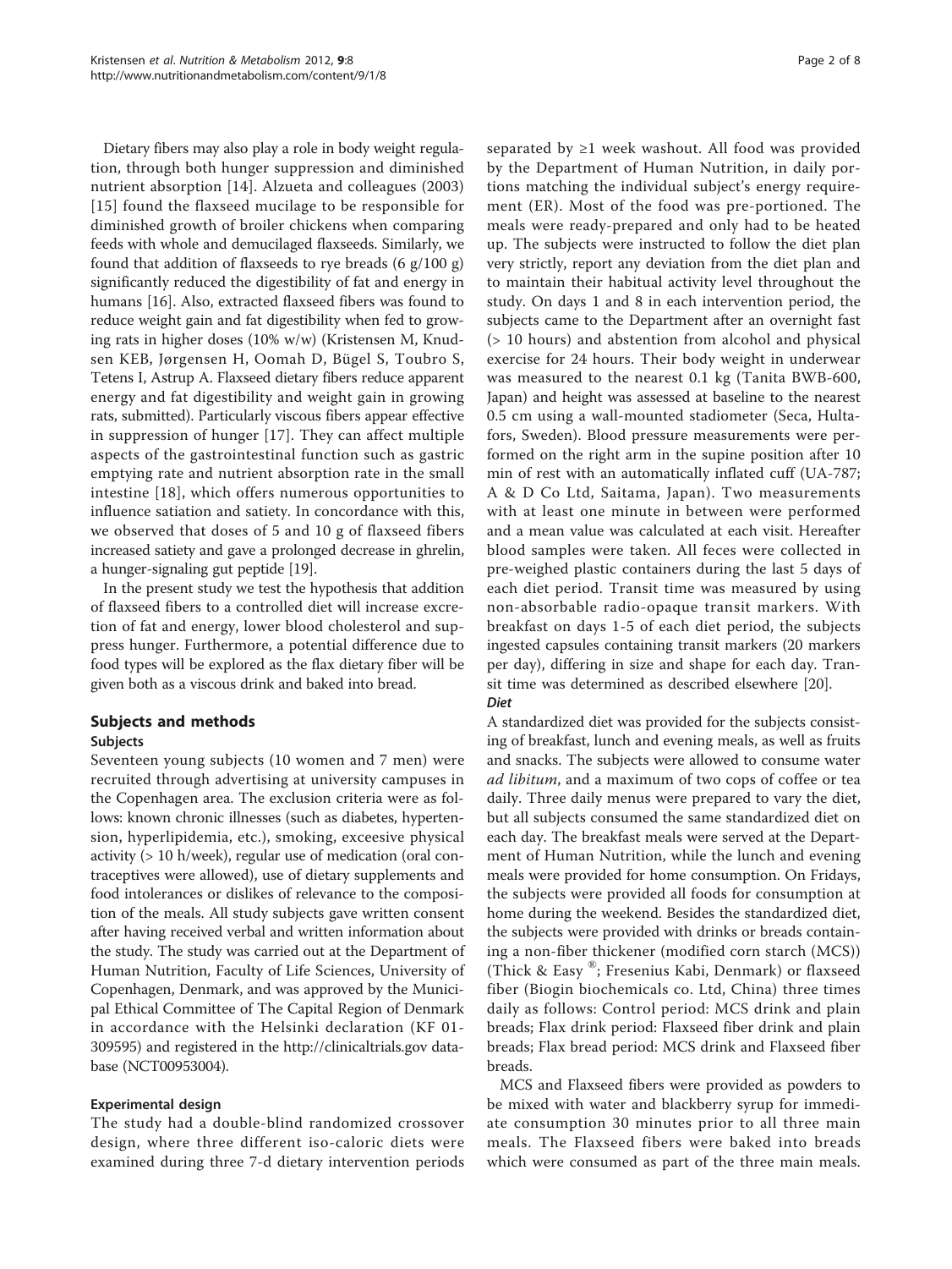Dietary fibers may also play a role in body weight regulation, through both hunger suppression and diminished nutrient absorption [14]. Alzueta and colleagues (2003) [15] found the flaxseed mucilage to be responsible for diminished growth of broiler chickens when comparing feeds with whole and demucilaged flaxseeds. Similarly, we found that addition of flaxseeds to rye breads (6 g/100 g) significantly reduced the digestibility of fat and energy in humans [16]. Also, extracted flaxseed fibers was found to reduce weight gain and fat digestibility when fed to growing rats in higher doses (10% w/w) (Kristensen M, Knudsen KEB, Jørgensen H, Oomah D, Bügel S, Toubro S, Tetens I, Astrup A. Flaxseed dietary fibers reduce apparent energy and fat digestibility and weight gain in growing rats, submitted). Particularly viscous fibers appear effective in suppression of hunger [17]. They can affect multiple aspects of the gastrointestinal function such as gastric emptying rate and nutrient absorption rate in the small intestine [18], which offers numerous opportunities to influence satiation and satiety. In concordance with this, we observed that doses of 5 and 10 g of flaxseed fibers increased satiety and gave a prolonged decrease in ghrelin, a hunger-signaling gut peptide [19].

In the present study we test the hypothesis that addition of flaxseed fibers to a controlled diet will increase excretion of fat and energy, lower blood cholesterol and suppress hunger. Furthermore, a potential difference due to food types will be explored as the flax dietary fiber will be given both as a viscous drink and baked into bread.

## Subjects and methods

### Subjects

Seventeen young subjects (10 women and 7 men) were recruited through advertising at university campuses in the Copenhagen area. The exclusion criteria were as follows: known chronic illnesses (such as diabetes, hypertension, hyperlipidemia, etc.), smoking, exceesive physical activity (> 10 h/week), regular use of medication (oral contraceptives were allowed), use of dietary supplements and food intolerances or dislikes of relevance to the composition of the meals. All study subjects gave written consent after having received verbal and written information about the study. The study was carried out at the Department of Human Nutrition, Faculty of Life Sciences, University of Copenhagen, Denmark, and was approved by the Municipal Ethical Committee of The Capital Region of Denmark in accordance with the Helsinki declaration (KF 01-309595) and registered in the http://clinicaltrials.gov database (NCT00953004).

### Experimental design

The study had a double-blind randomized crossover design, where three different iso-caloric diets were examined during three 7-d dietary intervention periods separated by ≥1 week washout. All food was provided by the Department of Human Nutrition, in daily portions matching the individual subject's energy requirement (ER). Most of the food was pre-portioned. The meals were ready-prepared and only had to be heated up. The subjects were instructed to follow the diet plan very strictly, report any deviation from the diet plan and to maintain their habitual activity level throughout the study. On days 1 and 8 in each intervention period, the subjects came to the Department after an overnight fast (> 10 hours) and abstention from alcohol and physical exercise for 24 hours. Their body weight in underwear was measured to the nearest 0.1 kg (Tanita BWB-600, Japan) and height was assessed at baseline to the nearest 0.5 cm using a wall-mounted stadiometer (Seca, Hultafors, Sweden). Blood pressure measurements were performed on the right arm in the supine position after 10 min of rest with an automatically inflated cuff (UA-787; A & D Co Ltd, Saitama, Japan). Two measurements with at least one minute in between were performed and a mean value was calculated at each visit. Hereafter blood samples were taken. All feces were collected in pre-weighed plastic containers during the last 5 days of each diet period. Transit time was measured by using non-absorbable radio-opaque transit markers. With breakfast on days 1-5 of each diet period, the subjects ingested capsules containing transit markers (20 markers per day), differing in size and shape for each day. Transit time was determined as described elsewhere [20].

#### *Diet*

A standardized diet was provided for the subjects consisting of breakfast, lunch and evening meals, as well as fruits and snacks. The subjects were allowed to consume water *ad libitum*, and a maximum of two cops of coffee or tea daily. Three daily menus were prepared to vary the diet, but all subjects consumed the same standardized diet on each day. The breakfast meals were served at the Department of Human Nutrition, while the lunch and evening meals were provided for home consumption. On Fridays, the subjects were provided all foods for consumption at home during the weekend. Besides the standardized diet, the subjects were provided with drinks or breads containing a non-fiber thickener (modified corn starch (MCS)) (Thick & Easy ®; Fresenius Kabi, Denmark) or flaxseed fiber (Biogin biochemicals co. Ltd, China) three times daily as follows: Control period: MCS drink and plain breads; Flax drink period: Flaxseed fiber drink and plain breads; Flax bread period: MCS drink and Flaxseed fiber breads.

MCS and Flaxseed fibers were provided as powders to be mixed with water and blackberry syrup for immediate consumption 30 minutes prior to all three main meals. The Flaxseed fibers were baked into breads which were consumed as part of the three main meals.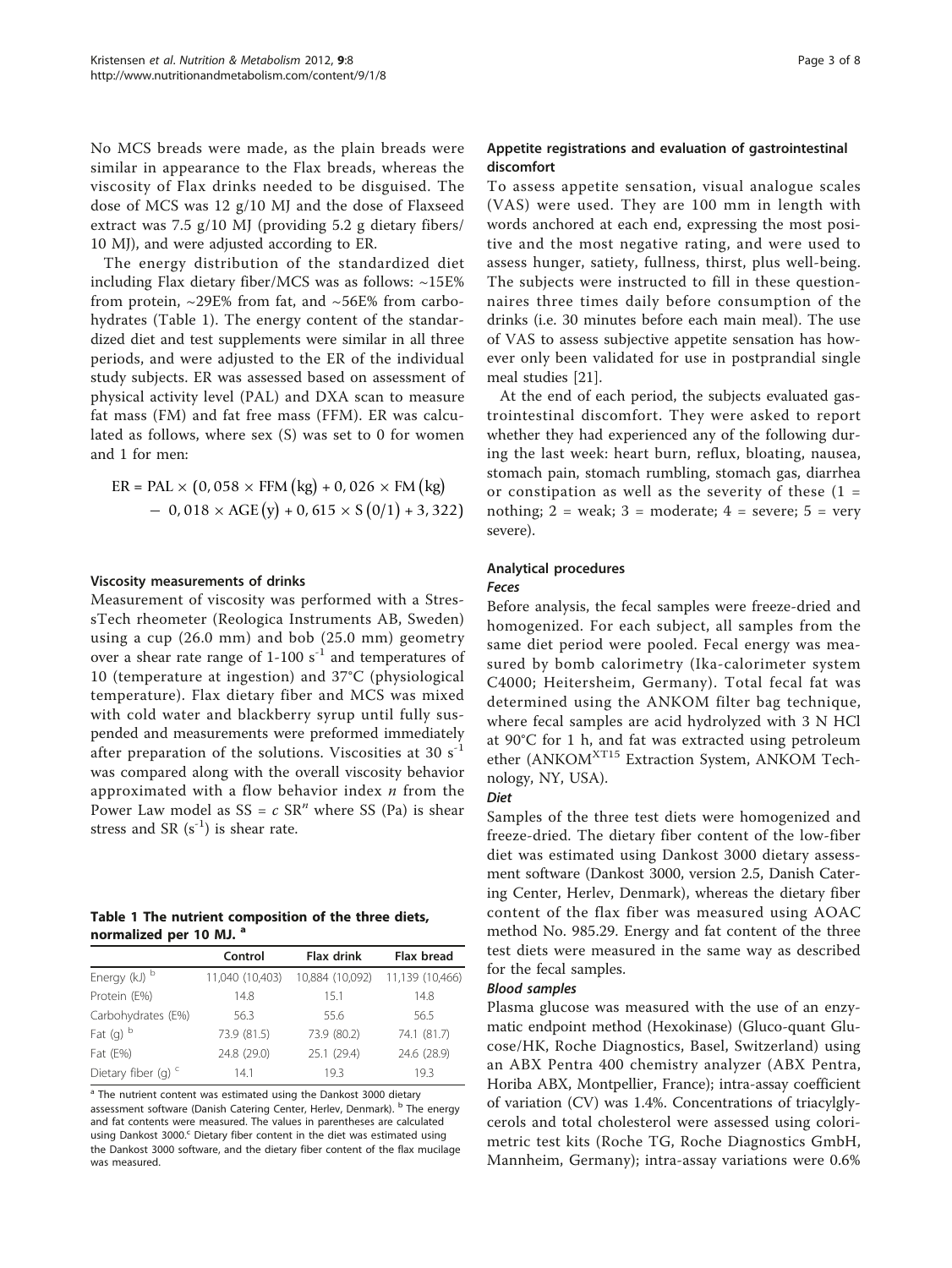No MCS breads were made, as the plain breads were similar in appearance to the Flax breads, whereas the viscosity of Flax drinks needed to be disguised. The dose of MCS was 12 g/10 MJ and the dose of Flaxseed extract was 7.5 g/10 MJ (providing 5.2 g dietary fibers/ 10 MJ), and were adjusted according to ER.

The energy distribution of the standardized diet including Flax dietary fiber/MCS was as follows: ~15E% from protein, ~29E% from fat, and ~56E% from carbohydrates (Table 1). The energy content of the standardized diet and test supplements were similar in all three periods, and were adjusted to the ER of the individual study subjects. ER was assessed based on assessment of physical activity level (PAL) and DXA scan to measure fat mass (FM) and fat free mass (FFM). ER was calculated as follows, where sex (S) was set to 0 for women and 1 for men:

$$\mathrm{ER} = \mathrm{PAL} \times (0,058 \times \mathrm{FFM}\,(\mathrm{kg}) + 0,026 \times \mathrm{FM}\,(\mathrm{kg}) - 0,018 \times \mathrm{AGE}\,(\mathrm{y}) + 0,615 \times \mathrm{S}\,(0/1) + 3,322)$$

#### Viscosity measurements of drinks

Measurement of viscosity was performed with a StressTech rheometer (Reologica Instruments AB, Sweden) using a cup (26.0 mm) and bob (25.0 mm) geometry over a shear rate range of 1-100 $s^{-1}$ and temperatures of 10 (temperature at ingestion) and 37°C (physiological temperature). Flax dietary fiber and MCS was mixed with cold water and blackberry syrup until fully suspended and measurements were preformed immediately after preparation of the solutions. Viscosities at 30 $s^{-1}$ was compared along with the overall viscosity behavior approximated with a flow behavior index $n$ from the Power Law model as $SS = c\ SR^n$ where SS (Pa) is shear stress and SR ($s^{-1}$) is shear rate.

**Table 1 The nutrient composition of the three diets, normalized per 10 MJ.** [a]

| | Control | Flax drink | Flax bread |
|---|---|---|---|
| Energy (kJ) [b] | 11,040 (10,403) | 10,884 (10,092) | 11,139 (10,466) |
| Protein (E%) | 14.8 | 15.1 | 14.8 |
| Carbohydrates (E%) | 56.3 | 55.6 | 56.5 |
| Fat (g) [b] | 73.9 (81.5) | 73.9 (80.2) | 74.1 (81.7) |
| Fat (E%) | 24.8 (29.0) | 25.1 (29.4) | 24.6 (28.9) |
| Dietary fiber (g) [c] | 14.1 | 19.3 | 19.3 |

[a] The nutrient content was estimated using the Dankost 3000 dietary assessment software (Danish Catering Center, Herlev, Denmark). [b] The energy and fat contents were measured. The values in parentheses are calculated using Dankost 3000. [c] Dietary fiber content in the diet was estimated using the Dankost 3000 software, and the dietary fiber content of the flax mucilage was measured.

#### Appetite registrations and evaluation of gastrointestinal discomfort

To assess appetite sensation, visual analogue scales (VAS) were used. They are 100 mm in length with words anchored at each end, expressing the most positive and the most negative rating, and were used to assess hunger, satiety, fullness, thirst, plus well-being. The subjects were instructed to fill in these questionnaires three times daily before consumption of the drinks (i.e. 30 minutes before each main meal). The use of VAS to assess subjective appetite sensation has however only been validated for use in postprandial single meal studies [21].

At the end of each period, the subjects evaluated gastrointestinal discomfort. They were asked to report whether they had experienced any of the following during the last week: heart burn, reflux, bloating, nausea, stomach pain, stomach rumbling, stomach gas, diarrhea or constipation as well as the severity of these (1 = nothing; 2 = weak; 3 = moderate; 4 = severe; 5 = very severe).

#### Analytical procedures

##### *Feces*

Before analysis, the fecal samples were freeze-dried and homogenized. For each subject, all samples from the same diet period were pooled. Fecal energy was measured by bomb calorimetry (Ika-calorimeter system C4000; Heitersheim, Germany). Total fecal fat was determined using the ANKOM filter bag technique, where fecal samples are acid hydrolyzed with 3 N HCl at 90°C for 1 h, and fat was extracted using petroleum ether (ANKOM[XT15] Extraction System, ANKOM Technology, NY, USA).

##### *Diet*

Samples of the three test diets were homogenized and freeze-dried. The dietary fiber content of the low-fiber diet was estimated using Dankost 3000 dietary assessment software (Dankost 3000, version 2.5, Danish Catering Center, Herlev, Denmark), whereas the dietary fiber content of the flax fiber was measured using AOAC method No. 985.29. Energy and fat content of the three test diets were measured in the same way as described for the fecal samples.

##### *Blood samples*

Plasma glucose was measured with the use of an enzymatic endpoint method (Hexokinase) (Gluco-quant Glucose/HK, Roche Diagnostics, Basel, Switzerland) using an ABX Pentra 400 chemistry analyzer (ABX Pentra, Horiba ABX, Montpellier, France); intra-assay coefficient of variation (CV) was 1.4%. Concentrations of triacylglycerols and total cholesterol were assessed using colorimetric test kits (Roche TG, Roche Diagnostics GmbH, Mannheim, Germany); intra-assay variations were 0.6%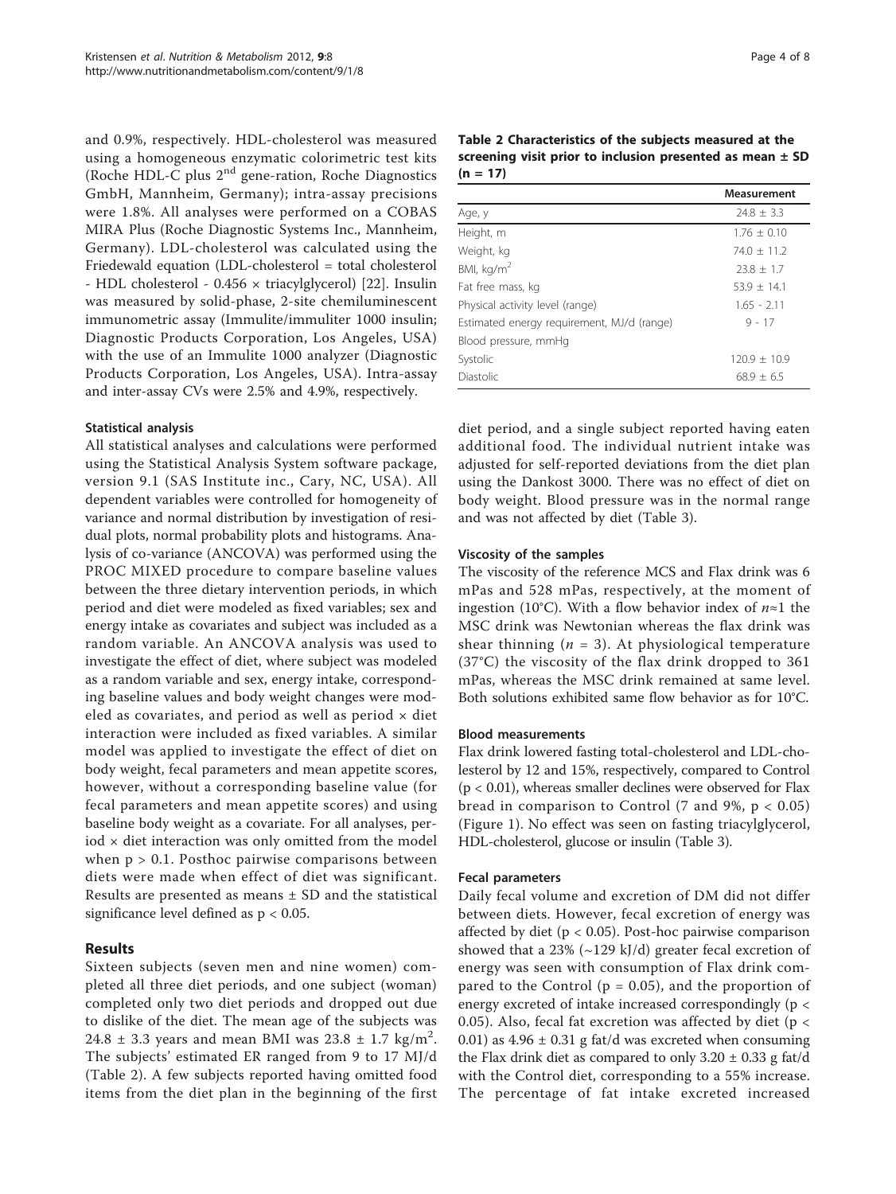and 0.9%, respectively. HDL-cholesterol was measured using a homogeneous enzymatic colorimetric test kits (Roche HDL-C plus 2[nd] gene-ration, Roche Diagnostics GmbH, Mannheim, Germany); intra-assay precisions were 1.8%. All analyses were performed on a COBAS MIRA Plus (Roche Diagnostic Systems Inc., Mannheim, Germany). LDL-cholesterol was calculated using the Friedewald equation (LDL-cholesterol = total cholesterol - HDL cholesterol - 0.456 × triacylglycerol) [22]. Insulin was measured by solid-phase, 2-site chemiluminescent immunometric assay (Immulite/immuliter 1000 insulin; Diagnostic Products Corporation, Los Angeles, USA) with the use of an Immulite 1000 analyzer (Diagnostic Products Corporation, Los Angeles, USA). Intra-assay and inter-assay CVs were 2.5% and 4.9%, respectively.

### Statistical analysis

All statistical analyses and calculations were performed using the Statistical Analysis System software package, version 9.1 (SAS Institute inc., Cary, NC, USA). All dependent variables were controlled for homogeneity of variance and normal distribution by investigation of residual plots, normal probability plots and histograms. Analysis of co-variance (ANCOVA) was performed using the PROC MIXED procedure to compare baseline values between the three dietary intervention periods, in which period and diet were modeled as fixed variables; sex and energy intake as covariates and subject was included as a random variable. An ANCOVA analysis was used to investigate the effect of diet, where subject was modeled as a random variable and sex, energy intake, corresponding baseline values and body weight changes were modeled as covariates, and period as well as period × diet interaction were included as fixed variables. A similar model was applied to investigate the effect of diet on body weight, fecal parameters and mean appetite scores, however, without a corresponding baseline value (for fecal parameters and mean appetite scores) and using baseline body weight as a covariate. For all analyses, period × diet interaction was only omitted from the model when $p > 0.1$. Posthoc pairwise comparisons between diets were made when effect of diet was significant. Results are presented as means ± SD and the statistical significance level defined as $p < 0.05$.

## Results

Sixteen subjects (seven men and nine women) completed all three diet periods, and one subject (woman) completed only two diet periods and dropped out due to dislike of the diet. The mean age of the subjects was 24.8 ± 3.3 years and mean BMI was 23.8 ± 1.7 kg/m$^2$. The subjects' estimated ER ranged from 9 to 17 MJ/d (Table 2). A few subjects reported having omitted food items from the diet plan in the beginning of the first diet period, and a single subject reported having eaten additional food. The individual nutrient intake was adjusted for self-reported deviations from the diet plan using the Dankost 3000. There was no effect of diet on body weight. Blood pressure was in the normal range and was not affected by diet (Table 3).

**Table 2 Characteristics of the subjects measured at the screening visit prior to inclusion presented as mean ± SD (n = 17)**

| | Measurement |
|---|---|
| Age, y | 24.8 ± 3.3 |
| Height, m | 1.76 ± 0.10 |
| Weight, kg | 74.0 ± 11.2 |
| BMI, kg/m$^2$ | 23.8 ± 1.7 |
| Fat free mass, kg | 53.9 ± 14.1 |
| Physical activity level (range) | 1.65 - 2.11 |
| Estimated energy requirement, MJ/d (range) | 9 - 17 |
| Blood pressure, mmHg | |
| Systolic | 120.9 ± 10.9 |
| Diastolic | 68.9 ± 6.5 |

### Viscosity of the samples

The viscosity of the reference MCS and Flax drink was 6 mPas and 528 mPas, respectively, at the moment of ingestion (10°C). With a flow behavior index of $n \approx 1$ the MSC drink was Newtonian whereas the flax drink was shear thinning ($n = 3$). At physiological temperature (37°C) the viscosity of the flax drink dropped to 361 mPas, whereas the MSC drink remained at same level. Both solutions exhibited same flow behavior as for 10°C.

### Blood measurements

Flax drink lowered fasting total-cholesterol and LDL-cholesterol by 12 and 15%, respectively, compared to Control ($p < 0.01$), whereas smaller declines were observed for Flax bread in comparison to Control (7 and 9%, $p < 0.05$) (Figure 1). No effect was seen on fasting triacylglycerol, HDL-cholesterol, glucose or insulin (Table 3).

### Fecal parameters

Daily fecal volume and excretion of DM did not differ between diets. However, fecal excretion of energy was affected by diet ($p < 0.05$). Post-hoc pairwise comparison showed that a 23% (~129 kJ/d) greater fecal excretion of energy was seen with consumption of Flax drink compared to the Control ($p = 0.05$), and the proportion of energy excreted of intake increased correspondingly ($p < 0.05$). Also, fecal fat excretion was affected by diet ($p < 0.01$) as 4.96 ± 0.31 g fat/d was excreted when consuming the Flax drink diet as compared to only 3.20 ± 0.33 g fat/d with the Control diet, corresponding to a 55% increase. The percentage of fat intake excreted increased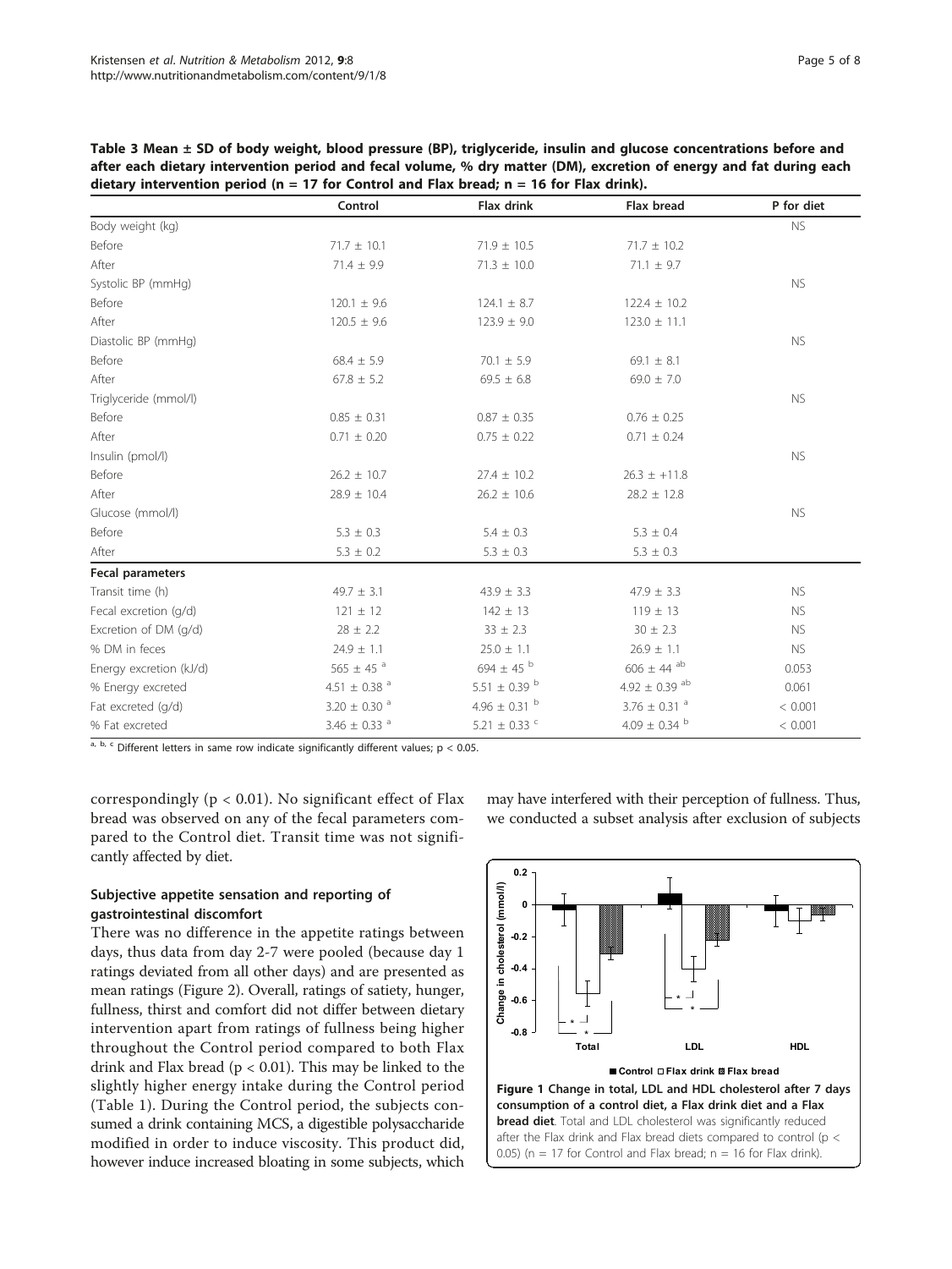**Table 3 Mean ± SD of body weight, blood pressure (BP), triglyceride, insulin and glucose concentrations before and after each dietary intervention period and fecal volume, % dry matter (DM), excretion of energy and fat during each dietary intervention period (n = 17 for Control and Flax bread; n = 16 for Flax drink).**

| | Control | Flax drink | Flax bread | P for diet |
|---|---|---|---|---|
| Body weight (kg) | | | | NS |
| Before | 71.7 ± 10.1 | 71.9 ± 10.5 | 71.7 ± 10.2 | |
| After | 71.4 ± 9.9 | 71.3 ± 10.0 | 71.1 ± 9.7 | |
| Systolic BP (mmHg) | | | | NS |
| Before | 120.1 ± 9.6 | 124.1 ± 8.7 | 122.4 ± 10.2 | |
| After | 120.5 ± 9.6 | 123.9 ± 9.0 | 123.0 ± 11.1 | |
| Diastolic BP (mmHg) | | | | NS |
| Before | 68.4 ± 5.9 | 70.1 ± 5.9 | 69.1 ± 8.1 | |
| After | 67.8 ± 5.2 | 69.5 ± 6.8 | 69.0 ± 7.0 | |
| Triglyceride (mmol/l) | | | | NS |
| Before | 0.85 ± 0.31 | 0.87 ± 0.35 | 0.76 ± 0.25 | |
| After | 0.71 ± 0.20 | 0.75 ± 0.22 | 0.71 ± 0.24 | |
| Insulin (pmol/l) | | | | NS |
| Before | 26.2 ± 10.7 | 27.4 ± 10.2 | 26.3 ± +11.8 | |
| After | 28.9 ± 10.4 | 26.2 ± 10.6 | 28.2 ± 12.8 | |
| Glucose (mmol/l) | | | | NS |
| Before | 5.3 ± 0.3 | 5.4 ± 0.3 | 5.3 ± 0.4 | |
| After | 5.3 ± 0.2 | 5.3 ± 0.3 | 5.3 ± 0.3 | |
| **Fecal parameters** | | | | |
| Transit time (h) | 49.7 ± 3.1 | 43.9 ± 3.3 | 47.9 ± 3.3 | NS |
| Fecal excretion (g/d) | 121 ± 12 | 142 ± 13 | 119 ± 13 | NS |
| Excretion of DM (g/d) | 28 ± 2.2 | 33 ± 2.3 | 30 ± 2.3 | NS |
| % DM in feces | 24.9 ± 1.1 | 25.0 ± 1.1 | 26.9 ± 1.1 | NS |
| Energy excretion (kJ/d) | 565 ± 45 [a] | 694 ± 45 [b] | 606 ± 44 [ab] | 0.053 |
| % Energy excreted | 4.51 ± 0.38 [a] | 5.51 ± 0.39 [b] | 4.92 ± 0.39 [ab] | 0.061 |
| Fat excreted (g/d) | 3.20 ± 0.30 [a] | 4.96 ± 0.31 [b] | 3.76 ± 0.31 [a] | < 0.001 |
| % Fat excreted | 3.46 ± 0.33 [a] | 5.21 ± 0.33 [c] | 4.09 ± 0.34 [b] | < 0.001 |

[a, b, c] Different letters in same row indicate significantly different values; $p < 0.05$.

correspondingly ($p < 0.01$). No significant effect of Flax bread was observed on any of the fecal parameters compared to the Control diet. Transit time was not significantly affected by diet.

### Subjective appetite sensation and reporting of gastrointestinal discomfort

There was no difference in the appetite ratings between days, thus data from day 2-7 were pooled (because day 1 ratings deviated from all other days) and are presented as mean ratings (Figure 2). Overall, ratings of satiety, hunger, fullness, thirst and comfort did not differ between dietary intervention apart from ratings of fullness being higher throughout the Control period compared to both Flax drink and Flax bread ($p < 0.01$). This may be linked to the slightly higher energy intake during the Control period (Table 1). During the Control period, the subjects consumed a drink containing MCS, a digestible polysaccharide modified in order to induce viscosity. This product did, however induce increased bloating in some subjects, which may have interfered with their perception of fullness. Thus, we conducted a subset analysis after exclusion of subjects

**Figure 1 Change in total, LDL and HDL cholesterol after 7 days consumption of a control diet, a Flax drink diet and a Flax bread diet**. Total and LDL cholesterol was significantly reduced after the Flax drink and Flax bread diets compared to control ($p < 0.05$) (n = 17 for Control and Flax bread; n = 16 for Flax drink).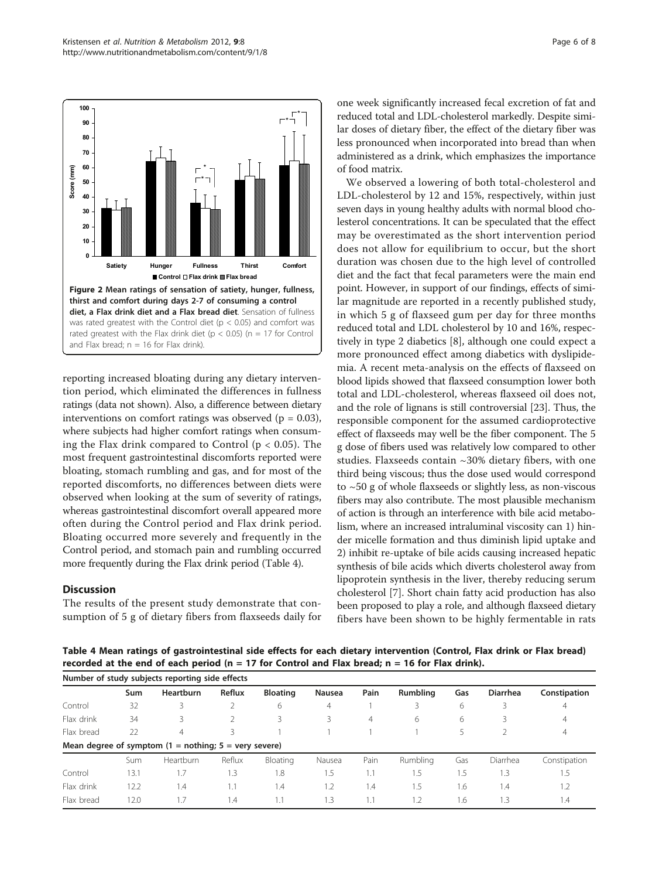**Figure 2 Mean ratings of sensation of satiety, hunger, fullness, thirst and comfort during days 2-7 of consuming a control diet, a Flax drink diet and a Flax bread diet**. Sensation of fullness was rated greatest with the Control diet ($p < 0.05$) and comfort was rated greatest with the Flax drink diet ($p < 0.05$) ($n = 17$ for Control and Flax bread; $n = 16$ for Flax drink).

reporting increased bloating during any dietary intervention period, which eliminated the differences in fullness ratings (data not shown). Also, a difference between dietary interventions on comfort ratings was observed ($p = 0.03$), where subjects had higher comfort ratings when consuming the Flax drink compared to Control ($p < 0.05$). The most frequent gastrointestinal discomforts reported were bloating, stomach rumbling and gas, and for most of the reported discomforts, no differences between diets were observed when looking at the sum of severity of ratings, whereas gastrointestinal discomfort overall appeared more often during the Control period and Flax drink period. Bloating occurred more severely and frequently in the Control period, and stomach pain and rumbling occurred more frequently during the Flax drink period (Table 4).

## Discussion

The results of the present study demonstrate that consumption of 5 g of dietary fibers from flaxseeds daily for one week significantly increased fecal excretion of fat and reduced total and LDL-cholesterol markedly. Despite similar doses of dietary fiber, the effect of the dietary fiber was less pronounced when incorporated into bread than when administered as a drink, which emphasizes the importance of food matrix.

We observed a lowering of both total-cholesterol and LDL-cholesterol by 12 and 15%, respectively, within just seven days in young healthy adults with normal blood cholesterol concentrations. It can be speculated that the effect may be overestimated as the short intervention period does not allow for equilibrium to occur, but the short duration was chosen due to the high level of controlled diet and the fact that fecal parameters were the main end point. However, in support of our findings, effects of similar magnitude are reported in a recently published study, in which 5 g of flaxseed gum per day for three months reduced total and LDL cholesterol by 10 and 16%, respectively in type 2 diabetics [8], although one could expect a more pronounced effect among diabetics with dyslipidemia. A recent meta-analysis on the effects of flaxseed on blood lipids showed that flaxseed consumption lower both total and LDL-cholesterol, whereas flaxseed oil does not, and the role of lignans is still controversial [23]. Thus, the responsible component for the assumed cardioprotective effect of flaxseeds may well be the fiber component. The 5 g dose of fibers used was relatively low compared to other studies. Flaxseeds contain ~30% dietary fibers, with one third being viscous; thus the dose used would correspond to ~50 g of whole flaxseeds or slightly less, as non-viscous fibers may also contribute. The most plausible mechanism of action is through an interference with bile acid metabolism, where an increased intraluminal viscosity can 1) hinder micelle formation and thus diminish lipid uptake and 2) inhibit re-uptake of bile acids causing increased hepatic synthesis of bile acids which diverts cholesterol away from lipoprotein synthesis in the liver, thereby reducing serum cholesterol [7]. Short chain fatty acid production has also been proposed to play a role, and although flaxseed dietary fibers have been shown to be highly fermentable in rats

**Table 4 Mean ratings of gastrointestinal side effects for each dietary intervention (Control, Flax drink or Flax bread) recorded at the end of each period ($n = 17$ for Control and Flax bread; $n = 16$ for Flax drink).**

| Number of study subjects reporting side effects | | | | | | | | | | |
|---|---|---|---|---|---|---|---|---|---|---|
| | Sum | Heartburn | Reflux | Bloating | Nausea | Pain | Rumbling | Gas | Diarrhea | Constipation |
| Control | 32 | 3 | 2 | 6 | 4 | 1 | 3 | 6 | 3 | 4 |
| Flax drink | 34 | 3 | 2 | 3 | 3 | 4 | 6 | 6 | 3 | 4 |
| Flax bread | 22 | 4 | 3 | 1 | 1 | 1 | 1 | 5 | 2 | 4 |
| **Mean degree of symptom (1 = nothing; 5 = very severe)** | | | | | | | | | | |
| | Sum | Heartburn | Reflux | Bloating | Nausea | Pain | Rumbling | Gas | Diarrhea | Constipation |
| Control | 13.1 | 1.7 | 1.3 | 1.8 | 1.5 | 1.1 | 1.5 | 1.5 | 1.3 | 1.5 |
| Flax drink | 12.2 | 1.4 | 1.1 | 1.4 | 1.2 | 1.4 | 1.5 | 1.6 | 1.4 | 1.2 |
| Flax bread | 12.0 | 1.7 | 1.4 | 1.1 | 1.3 | 1.1 | 1.2 | 1.6 | 1.3 | 1.4 |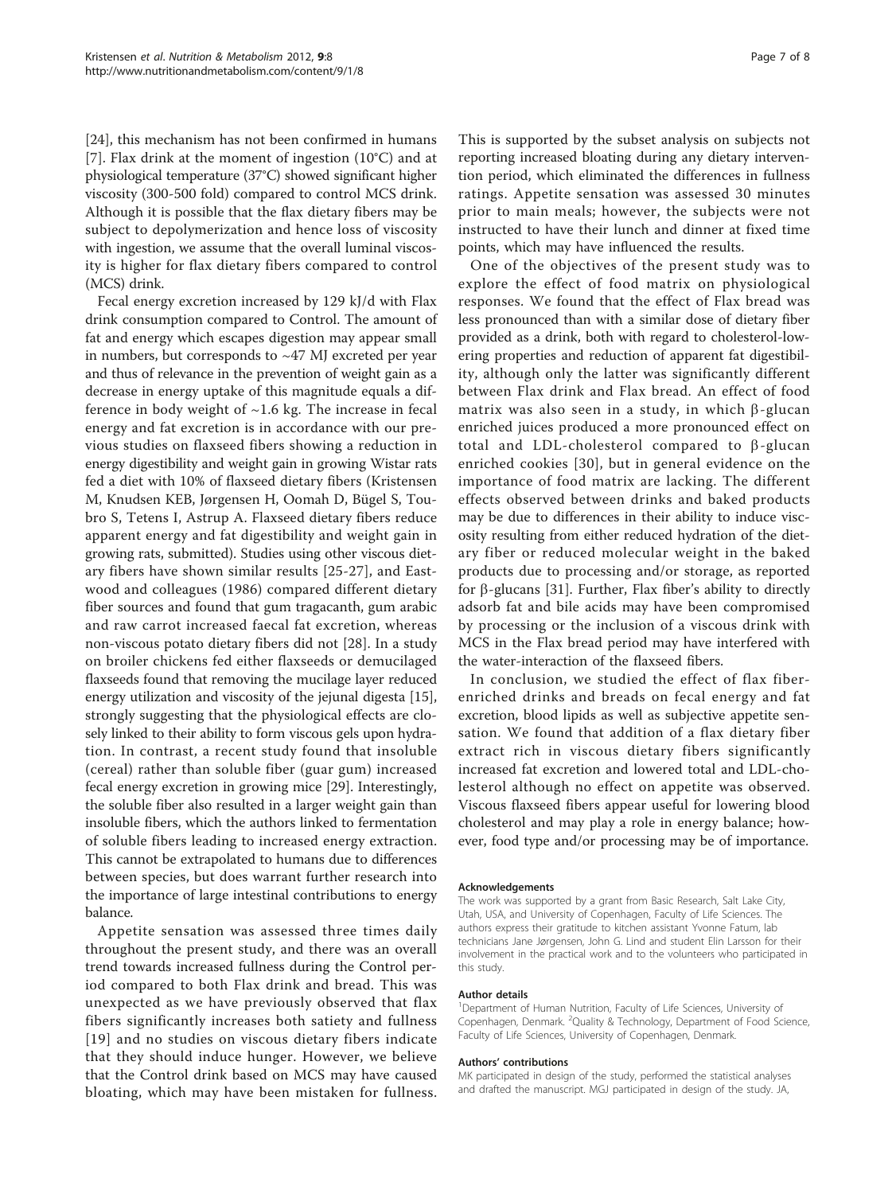[24], this mechanism has not been confirmed in humans [7]. Flax drink at the moment of ingestion (10°C) and at physiological temperature (37°C) showed significant higher viscosity (300-500 fold) compared to control MCS drink. Although it is possible that the flax dietary fibers may be subject to depolymerization and hence loss of viscosity with ingestion, we assume that the overall luminal viscosity is higher for flax dietary fibers compared to control (MCS) drink.

Fecal energy excretion increased by 129 kJ/d with Flax drink consumption compared to Control. The amount of fat and energy which escapes digestion may appear small in numbers, but corresponds to ~47 MJ excreted per year and thus of relevance in the prevention of weight gain as a decrease in energy uptake of this magnitude equals a difference in body weight of ~1.6 kg. The increase in fecal energy and fat excretion is in accordance with our previous studies on flaxseed fibers showing a reduction in energy digestibility and weight gain in growing Wistar rats fed a diet with 10% of flaxseed dietary fibers (Kristensen M, Knudsen KEB, Jørgensen H, Oomah D, Bügel S, Toubro S, Tetens I, Astrup A. Flaxseed dietary fibers reduce apparent energy and fat digestibility and weight gain in growing rats, submitted). Studies using other viscous dietary fibers have shown similar results [25-27], and Eastwood and colleagues (1986) compared different dietary fiber sources and found that gum tragacanth, gum arabic and raw carrot increased faecal fat excretion, whereas non-viscous potato dietary fibers did not [28]. In a study on broiler chickens fed either flaxseeds or demucilaged flaxseeds found that removing the mucilage layer reduced energy utilization and viscosity of the jejunal digesta [15], strongly suggesting that the physiological effects are closely linked to their ability to form viscous gels upon hydration. In contrast, a recent study found that insoluble (cereal) rather than soluble fiber (guar gum) increased fecal energy excretion in growing mice [29]. Interestingly, the soluble fiber also resulted in a larger weight gain than insoluble fibers, which the authors linked to fermentation of soluble fibers leading to increased energy extraction. This cannot be extrapolated to humans due to differences between species, but does warrant further research into the importance of large intestinal contributions to energy balance.

Appetite sensation was assessed three times daily throughout the present study, and there was an overall trend towards increased fullness during the Control period compared to both Flax drink and bread. This was unexpected as we have previously observed that flax fibers significantly increases both satiety and fullness [19] and no studies on viscous dietary fibers indicate that they should induce hunger. However, we believe that the Control drink based on MCS may have caused bloating, which may have been mistaken for fullness. This is supported by the subset analysis on subjects not reporting increased bloating during any dietary intervention period, which eliminated the differences in fullness ratings. Appetite sensation was assessed 30 minutes prior to main meals; however, the subjects were not instructed to have their lunch and dinner at fixed time points, which may have influenced the results.

One of the objectives of the present study was to explore the effect of food matrix on physiological responses. We found that the effect of Flax bread was less pronounced than with a similar dose of dietary fiber provided as a drink, both with regard to cholesterol-lowering properties and reduction of apparent fat digestibility, although only the latter was significantly different between Flax drink and Flax bread. An effect of food matrix was also seen in a study, in which β-glucan enriched juices produced a more pronounced effect on total and LDL-cholesterol compared to β-glucan enriched cookies [30], but in general evidence on the importance of food matrix are lacking. The different effects observed between drinks and baked products may be due to differences in their ability to induce viscosity resulting from either reduced hydration of the dietary fiber or reduced molecular weight in the baked products due to processing and/or storage, as reported for β-glucans [31]. Further, Flax fiber's ability to directly adsorb fat and bile acids may have been compromised by processing or the inclusion of a viscous drink with MCS in the Flax bread period may have interfered with the water-interaction of the flaxseed fibers.

In conclusion, we studied the effect of flax fiber-enriched drinks and breads on fecal energy and fat excretion, blood lipids as well as subjective appetite sensation. We found that addition of a flax dietary fiber extract rich in viscous dietary fibers significantly increased fat excretion and lowered total and LDL-cholesterol although no effect on appetite was observed. Viscous flaxseed fibers appear useful for lowering blood cholesterol and may play a role in energy balance; however, food type and/or processing may be of importance.

#### Acknowledgements

The work was supported by a grant from Basic Research, Salt Lake City, Utah, USA, and University of Copenhagen, Faculty of Life Sciences. The authors express their gratitude to kitchen assistant Yvonne Fatum, lab technicians Jane Jørgensen, John G. Lind and student Elin Larsson for their involvement in the practical work and to the volunteers who participated in this study.

#### Author details

[1]Department of Human Nutrition, Faculty of Life Sciences, University of Copenhagen, Denmark. [2]Quality & Technology, Department of Food Science, Faculty of Life Sciences, University of Copenhagen, Denmark.

#### Authors' contributions

MK participated in design of the study, performed the statistical analyses and drafted the manuscript. MGJ participated in design of the study. JA,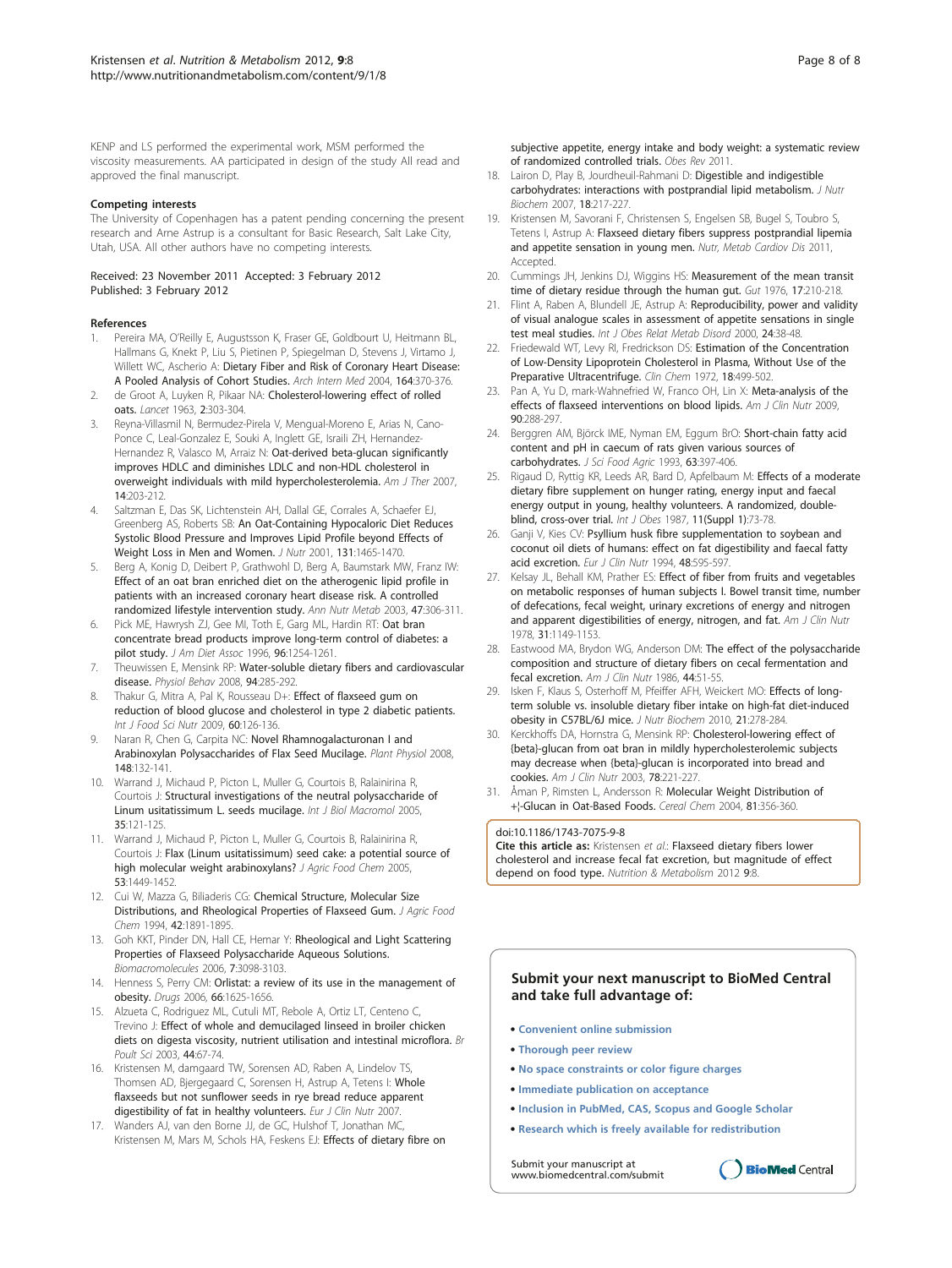KENP and LS performed the experimental work, MSM performed the viscosity measurements. AA participated in design of the study All read and approved the final manuscript.

#### Competing interests

The University of Copenhagen has a patent pending concerning the present research and Arne Astrup is a consultant for Basic Research, Salt Lake City, Utah, USA. All other authors have no competing interests.

Received: 23 November 2011 Accepted: 3 February 2012
Published: 3 February 2012

#### References

1. Pereira MA, O'Reilly E, Augustsson K, Fraser GE, Goldbourt U, Heitmann BL, Hallmans G, Knekt P, Liu S, Pietinen P, Spiegelman D, Stevens J, Virtamo J, Willett WC, Ascherio A: **Dietary Fiber and Risk of Coronary Heart Disease: A Pooled Analysis of Cohort Studies.** *Arch Intern Med* 2004, **164**:370-376.
2. de Groot A, Luyken R, Pikaar NA: **Cholesterol-lowering effect of rolled oats.** *Lancet* 1963, **2**:303-304.
3. Reyna-Villasmil N, Bermudez-Pirela V, Mengual-Moreno E, Arias N, Cano-Ponce C, Leal-Gonzalez E, Souki A, Inglett GE, Israili ZH, Hernandez-Hernandez R, Valasco M, Arraiz N: **Oat-derived beta-glucan significantly improves HDLC and diminishes LDLC and non-HDL cholesterol in overweight individuals with mild hypercholesterolemia.** *Am J Ther* 2007, **14**:203-212.
4. Saltzman E, Das SK, Lichtenstein AH, Dallal GE, Corrales A, Schaefer EJ, Greenberg AS, Roberts SB: **An Oat-Containing Hypocaloric Diet Reduces Systolic Blood Pressure and Improves Lipid Profile beyond Effects of Weight Loss in Men and Women.** *J Nutr* 2001, **131**:1465-1470.
5. Berg A, Konig D, Deibert P, Grathwohl D, Berg A, Baumstark MW, Franz IW: **Effect of an oat bran enriched diet on the atherogenic lipid profile in patients with an increased coronary heart disease risk. A controlled randomized lifestyle intervention study.** *Ann Nutr Metab* 2003, **47**:306-311.
6. Pick ME, Hawrysh ZJ, Gee MI, Toth E, Garg ML, Hardin RT: **Oat bran concentrate bread products improve long-term control of diabetes: a pilot study.** *J Am Diet Assoc* 1996, **96**:1254-1261.
7. Theuwissen E, Mensink RP: **Water-soluble dietary fibers and cardiovascular disease.** *Physiol Behav* 2008, **94**:285-292.
8. Thakur G, Mitra A, Pal K, Rousseau D+: **Effect of flaxseed gum on reduction of blood glucose and cholesterol in type 2 diabetic patients.** *Int J Food Sci Nutr* 2009, **60**:126-136.
9. Naran R, Chen G, Carpita NC: **Novel Rhamnogalacturonan I and Arabinoxylan Polysaccharides of Flax Seed Mucilage.** *Plant Physiol* 2008, **148**:132-141.
10. Warrand J, Michaud P, Picton L, Muller G, Courtois B, Ralainirina R, Courtois J: **Structural investigations of the neutral polysaccharide of Linum usitatissimum L. seeds mucilage.** *Int J Biol Macromol* 2005, **35**:121-125.
11. Warrand J, Michaud P, Picton L, Muller G, Courtois B, Ralainirina R, Courtois J: **Flax (Linum usitatissimum) seed cake: a potential source of high molecular weight arabinoxylans?** *J Agric Food Chem* 2005, **53**:1449-1452.
12. Cui W, Mazza G, Biliaderis CG: **Chemical Structure, Molecular Size Distributions, and Rheological Properties of Flaxseed Gum.** *J Agric Food Chem* 1994, **42**:1891-1895.
13. Goh KKT, Pinder DN, Hall CE, Hemar Y: **Rheological and Light Scattering Properties of Flaxseed Polysaccharide Aqueous Solutions.** *Biomacromolecules* 2006, **7**:3098-3103.
14. Henness S, Perry CM: **Orlistat: a review of its use in the management of obesity.** *Drugs* 2006, **66**:1625-1656.
15. Alzueta C, Rodriguez ML, Cutuli MT, Rebole A, Ortiz LT, Centeno C, Trevino J: **Effect of whole and demucilaged linseed in broiler chicken diets on digesta viscosity, nutrient utilisation and intestinal microflora.** *Br Poult Sci* 2003, **44**:67-74.
16. Kristensen M, damgaard TW, Sorensen AD, Raben A, Lindelov TS, Thomsen AD, Bjergegaard C, Sorensen H, Astrup A, Tetens I: **Whole flaxseeds but not sunflower seeds in rye bread reduce apparent digestibility of fat in healthy volunteers.** *Eur J Clin Nutr* 2007.
17. Wanders AJ, van den Borne JJ, de GC, Hulshof T, Jonathan MC, Kristensen M, Mars M, Schols HA, Feskens EJ: **Effects of dietary fibre on subjective appetite, energy intake and body weight: a systematic review of randomized controlled trials.** *Obes Rev* 2011.
18. Lairon D, Play B, Jourdheuil-Rahmani D: **Digestible and indigestible carbohydrates: interactions with postprandial lipid metabolism.** *J Nutr Biochem* 2007, **18**:217-227.
19. Kristensen M, Savorani F, Christensen S, Engelsen SB, Bugel S, Toubro S, Tetens I, Astrup A: **Flaxseed dietary fibers suppress postprandial lipemia and appetite sensation in young men.** *Nutr, Metab Cardiov Dis* 2011, Accepted.
20. Cummings JH, Jenkins DJ, Wiggins HS: **Measurement of the mean transit time of dietary residue through the human gut.** *Gut* 1976, **17**:210-218.
21. Flint A, Raben A, Blundell JE, Astrup A: **Reproducibility, power and validity of visual analogue scales in assessment of appetite sensations in single test meal studies.** *Int J Obes Relat Metab Disord* 2000, **24**:38-48.
22. Friedewald WT, Levy RI, Fredrickson DS: **Estimation of the Concentration of Low-Density Lipoprotein Cholesterol in Plasma, Without Use of the Preparative Ultracentrifuge.** *Clin Chem* 1972, **18**:499-502.
23. Pan A, Yu D, mark-Wahnefried W, Franco OH, Lin X: **Meta-analysis of the effects of flaxseed interventions on blood lipids.** *Am J Clin Nutr* 2009, **90**:288-297.
24. Berggren AM, Björck IME, Nyman EM, Eggum BrO: **Short-chain fatty acid content and pH in caecum of rats given various sources of carbohydrates.** *J Sci Food Agric* 1993, **63**:397-406.
25. Rigaud D, Ryttig KR, Leeds AR, Bard D, Apfelbaum M: **Effects of a moderate dietary fibre supplement on hunger rating, energy input and faecal energy output in young, healthy volunteers. A randomized, double-blind, cross-over trial.** *Int J Obes* 1987, **11(Suppl 1)**:73-78.
26. Ganji V, Kies CV: **Psyllium husk fibre supplementation to soybean and coconut oil diets of humans: effect on fat digestibility and faecal fatty acid excretion.** *Eur J Clin Nutr* 1994, **48**:595-597.
27. Kelsay JL, Behall KM, Prather ES: **Effect of fiber from fruits and vegetables on metabolic responses of human subjects I. Bowel transit time, number of defecations, fecal weight, urinary excretions of energy and nitrogen and apparent digestibilities of energy, nitrogen, and fat.** *Am J Clin Nutr* 1978, **31**:1149-1153.
28. Eastwood MA, Brydon WG, Anderson DM: **The effect of the polysaccharide composition and structure of dietary fibers on cecal fermentation and fecal excretion.** *Am J Clin Nutr* 1986, **44**:51-55.
29. Isken F, Klaus S, Osterhoff M, Pfeiffer AFH, Weickert MO: **Effects of long-term soluble vs. insoluble dietary fiber intake on high-fat diet-induced obesity in C57BL/6J mice.** *J Nutr Biochem* 2010, **21**:278-284.
30. Kerckhoffs DA, Hornstra G, Mensink RP: **Cholesterol-lowering effect of {beta}-glucan from oat bran in mildly hypercholesterolemic subjects may decrease when {beta}-glucan is incorporated into bread and cookies.** *Am J Clin Nutr* 2003, **78**:221-227.
31. Åman P, Rimsten L, Andersson R: **Molecular Weight Distribution of +|-Glucan in Oat-Based Foods.** *Cereal Chem* 2004, **81**:356-360.

doi:10.1186/1743-7075-9-8
**Cite this article as:** Kristensen *et al.*: Flaxseed dietary fibers lower cholesterol and increase fecal fat excretion, but magnitude of effect depend on food type. *Nutrition & Metabolism* 2012 **9**:8.

**Submit your next manuscript to BioMed Central and take full advantage of:**

- Convenient online submission
- Thorough peer review
- No space constraints or color figure charges
- Immediate publication on acceptance
- Inclusion in PubMed, CAS, Scopus and Google Scholar
- Research which is freely available for redistribution

Submit your manuscript at
www.biomedcentral.com/submit

BioMed Central